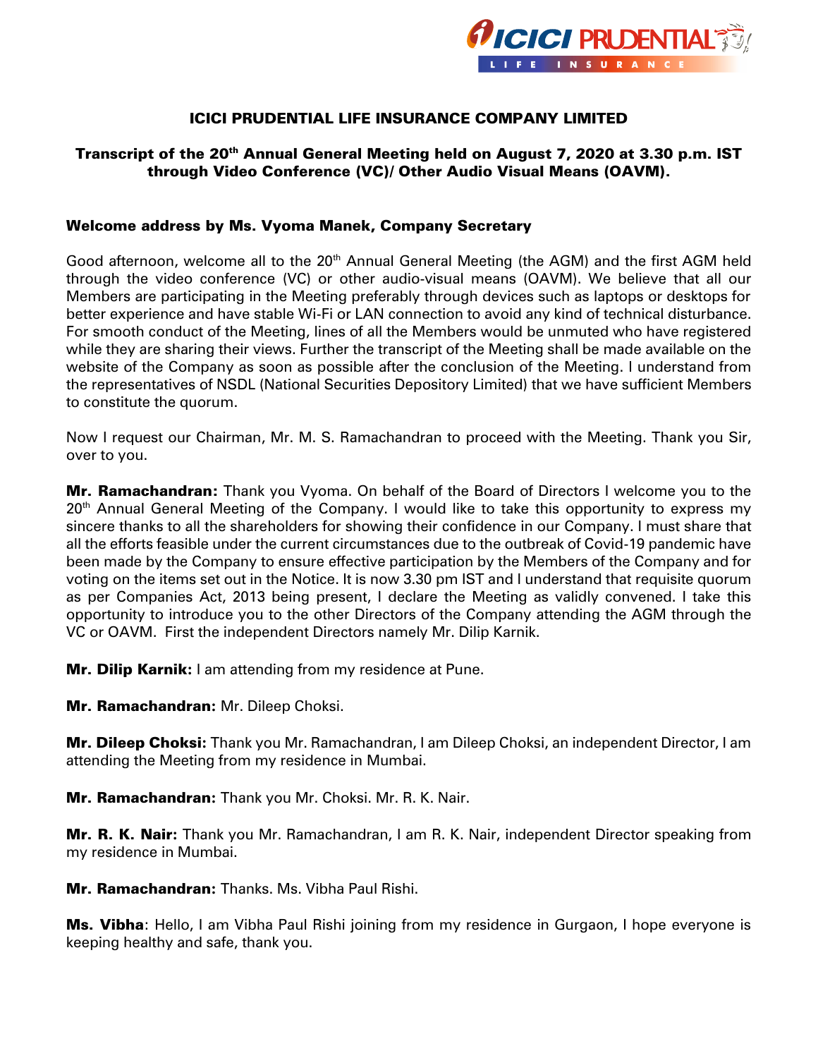# ICICI PRUDENTIAL LIFE INSURANCE COMPANY LIMITED

## Transcript of the 20th Annual General Meeting held on August 7, 2020 at 3.30 p.m. IST through Video Conference (VC)/ Other Audio Visual Means (OAVM).

### Welcome address by Ms. Vyoma Manek, Company Secretary

Good afternoon, welcome all to the 20th Annual General Meeting (the AGM) and the first AGM held through the video conference (VC) or other audio-visual means (OAVM). We believe that all our Members are participating in the Meeting preferably through devices such as laptops or desktops for better experience and have stable Wi-Fi or LAN connection to avoid any kind of technical disturbance. For smooth conduct of the Meeting, lines of all the Members would be unmuted who have registered while they are sharing their views. Further the transcript of the Meeting shall be made available on the website of the Company as soon as possible after the conclusion of the Meeting. I understand from the representatives of NSDL (National Securities Depository Limited) that we have sufficient Members to constitute the quorum.

Now I request our Chairman, Mr. M. S. Ramachandran to proceed with the Meeting. Thank you Sir, over to you.

**Mr. Ramachandran:** Thank you Vyoma. On behalf of the Board of Directors I welcome you to the 20th Annual General Meeting of the Company. I would like to take this opportunity to express my sincere thanks to all the shareholders for showing their confidence in our Company. I must share that all the efforts feasible under the current circumstances due to the outbreak of Covid-19 pandemic have been made by the Company to ensure effective participation by the Members of the Company and for voting on the items set out in the Notice. It is now 3.30 pm IST and I understand that requisite quorum as per Companies Act, 2013 being present, I declare the Meeting as validly convened. I take this opportunity to introduce you to the other Directors of the Company attending the AGM through the VC or OAVM. First the independent Directors namely Mr. Dilip Karnik.

**Mr. Dilip Karnik:** I am attending from my residence at Pune.

**Mr. Ramachandran:** Mr. Dileep Choksi.

**Mr. Dileep Choksi:** Thank you Mr. Ramachandran, I am Dileep Choksi, an independent Director, I am attending the Meeting from my residence in Mumbai.

**Mr. Ramachandran:** Thank you Mr. Choksi. Mr. R. K. Nair.

**Mr. R. K. Nair:** Thank you Mr. Ramachandran, I am R. K. Nair, independent Director speaking from my residence in Mumbai.

**Mr. Ramachandran:** Thanks. Ms. Vibha Paul Rishi.

**Ms. Vibha**: Hello, I am Vibha Paul Rishi joining from my residence in Gurgaon, I hope everyone is keeping healthy and safe, thank you.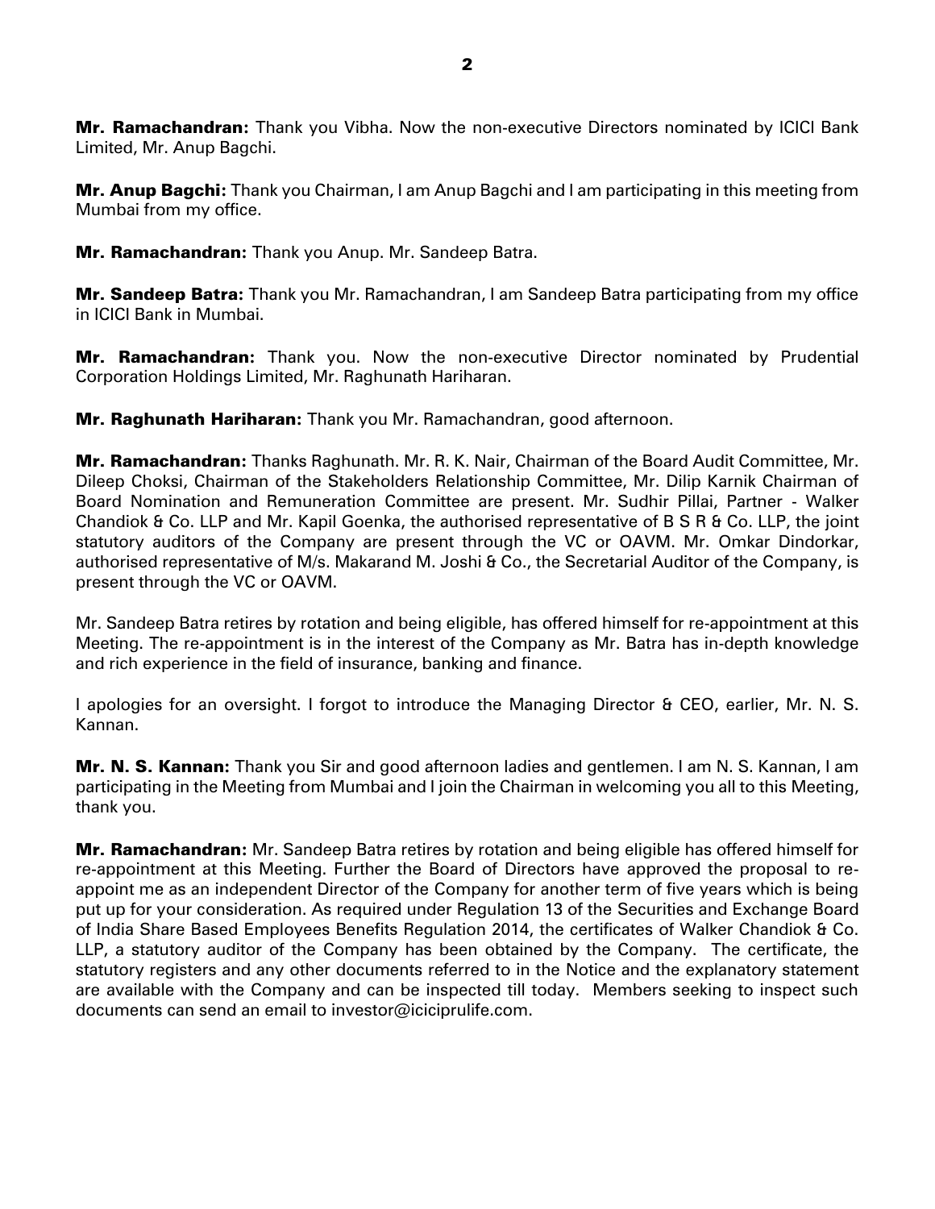**Mr. Ramachandran:** Thank you Vibha. Now the non-executive Directors nominated by ICICI Bank Limited, Mr. Anup Bagchi.

**Mr. Anup Bagchi:** Thank you Chairman, I am Anup Bagchi and I am participating in this meeting from Mumbai from my office.

**Mr. Ramachandran:** Thank you Anup. Mr. Sandeep Batra.

**Mr. Sandeep Batra:** Thank you Mr. Ramachandran, I am Sandeep Batra participating from my office in ICICI Bank in Mumbai.

**Mr. Ramachandran:** Thank you. Now the non-executive Director nominated by Prudential Corporation Holdings Limited, Mr. Raghunath Hariharan.

**Mr. Raghunath Hariharan:** Thank you Mr. Ramachandran, good afternoon.

**Mr. Ramachandran:** Thanks Raghunath. Mr. R. K. Nair, Chairman of the Board Audit Committee, Mr. Dileep Choksi, Chairman of the Stakeholders Relationship Committee, Mr. Dilip Karnik Chairman of Board Nomination and Remuneration Committee are present. Mr. Sudhir Pillai, Partner - Walker Chandiok & Co. LLP and Mr. Kapil Goenka, the authorised representative of B S R & Co. LLP, the joint statutory auditors of the Company are present through the VC or OAVM. Mr. Omkar Dindorkar, authorised representative of M/s. Makarand M. Joshi & Co., the Secretarial Auditor of the Company, is present through the VC or OAVM.

Mr. Sandeep Batra retires by rotation and being eligible, has offered himself for re-appointment at this Meeting. The re-appointment is in the interest of the Company as Mr. Batra has in-depth knowledge and rich experience in the field of insurance, banking and finance.

I apologies for an oversight. I forgot to introduce the Managing Director & CEO, earlier, Mr. N. S. Kannan.

**Mr. N. S. Kannan:** Thank you Sir and good afternoon ladies and gentlemen. I am N. S. Kannan, I am participating in the Meeting from Mumbai and I join the Chairman in welcoming you all to this Meeting, thank you.

**Mr. Ramachandran:** Mr. Sandeep Batra retires by rotation and being eligible has offered himself for re-appointment at this Meeting. Further the Board of Directors have approved the proposal to re-appoint me as an independent Director of the Company for another term of five years which is being put up for your consideration. As required under Regulation 13 of the Securities and Exchange Board of India Share Based Employees Benefits Regulation 2014, the certificates of Walker Chandiok & Co. LLP, a statutory auditor of the Company has been obtained by the Company. The certificate, the statutory registers and any other documents referred to in the Notice and the explanatory statement are available with the Company and can be inspected till today. Members seeking to inspect such documents can send an email to investor@iciciprulife.com.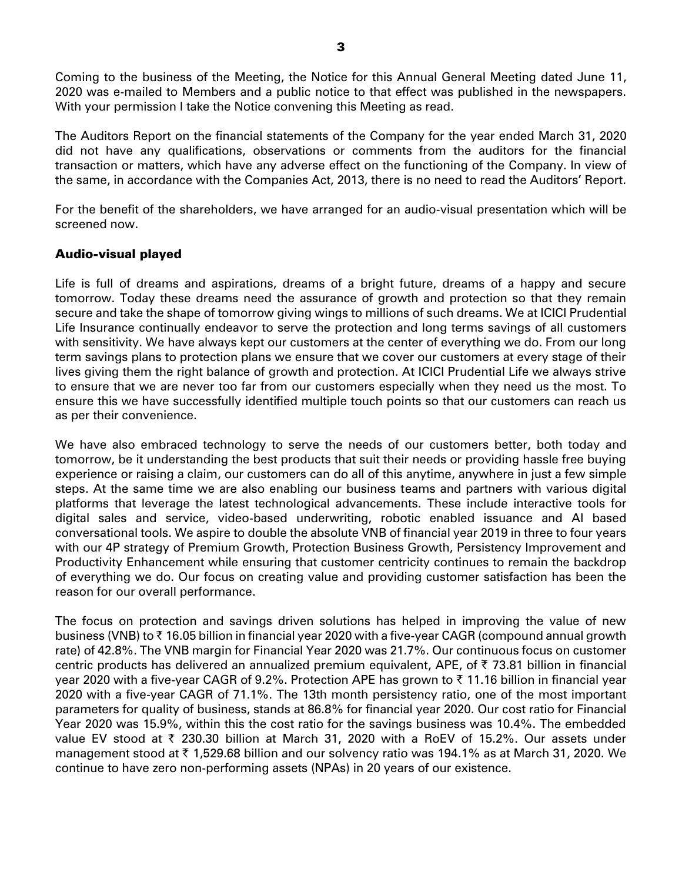Coming to the business of the Meeting, the Notice for this Annual General Meeting dated June 11, 2020 was e-mailed to Members and a public notice to that effect was published in the newspapers. With your permission I take the Notice convening this Meeting as read.

The Auditors Report on the financial statements of the Company for the year ended March 31, 2020 did not have any qualifications, observations or comments from the auditors for the financial transaction or matters, which have any adverse effect on the functioning of the Company. In view of the same, in accordance with the Companies Act, 2013, there is no need to read the Auditors' Report.

For the benefit of the shareholders, we have arranged for an audio-visual presentation which will be screened now.

### Audio-visual played

Life is full of dreams and aspirations, dreams of a bright future, dreams of a happy and secure tomorrow. Today these dreams need the assurance of growth and protection so that they remain secure and take the shape of tomorrow giving wings to millions of such dreams. We at ICICI Prudential Life Insurance continually endeavor to serve the protection and long terms savings of all customers with sensitivity. We have always kept our customers at the center of everything we do. From our long term savings plans to protection plans we ensure that we cover our customers at every stage of their lives giving them the right balance of growth and protection. At ICICI Prudential Life we always strive to ensure that we are never too far from our customers especially when they need us the most. To ensure this we have successfully identified multiple touch points so that our customers can reach us as per their convenience.

We have also embraced technology to serve the needs of our customers better, both today and tomorrow, be it understanding the best products that suit their needs or providing hassle free buying experience or raising a claim, our customers can do all of this anytime, anywhere in just a few simple steps. At the same time we are also enabling our business teams and partners with various digital platforms that leverage the latest technological advancements. These include interactive tools for digital sales and service, video-based underwriting, robotic enabled issuance and AI based conversational tools. We aspire to double the absolute VNB of financial year 2019 in three to four years with our 4P strategy of Premium Growth, Protection Business Growth, Persistency Improvement and Productivity Enhancement while ensuring that customer centricity continues to remain the backdrop of everything we do. Our focus on creating value and providing customer satisfaction has been the reason for our overall performance.

The focus on protection and savings driven solutions has helped in improving the value of new business (VNB) to ₹ 16.05 billion in financial year 2020 with a five-year CAGR (compound annual growth rate) of 42.8%. The VNB margin for Financial Year 2020 was 21.7%. Our continuous focus on customer centric products has delivered an annualized premium equivalent, APE, of ₹ 73.81 billion in financial year 2020 with a five-year CAGR of 9.2%. Protection APE has grown to ₹ 11.16 billion in financial year 2020 with a five-year CAGR of 71.1%. The 13th month persistency ratio, one of the most important parameters for quality of business, stands at 86.8% for financial year 2020. Our cost ratio for Financial Year 2020 was 15.9%, within this the cost ratio for the savings business was 10.4%. The embedded value EV stood at ₹ 230.30 billion at March 31, 2020 with a RoEV of 15.2%. Our assets under management stood at ₹ 1,529.68 billion and our solvency ratio was 194.1% as at March 31, 2020. We continue to have zero non-performing assets (NPAs) in 20 years of our existence.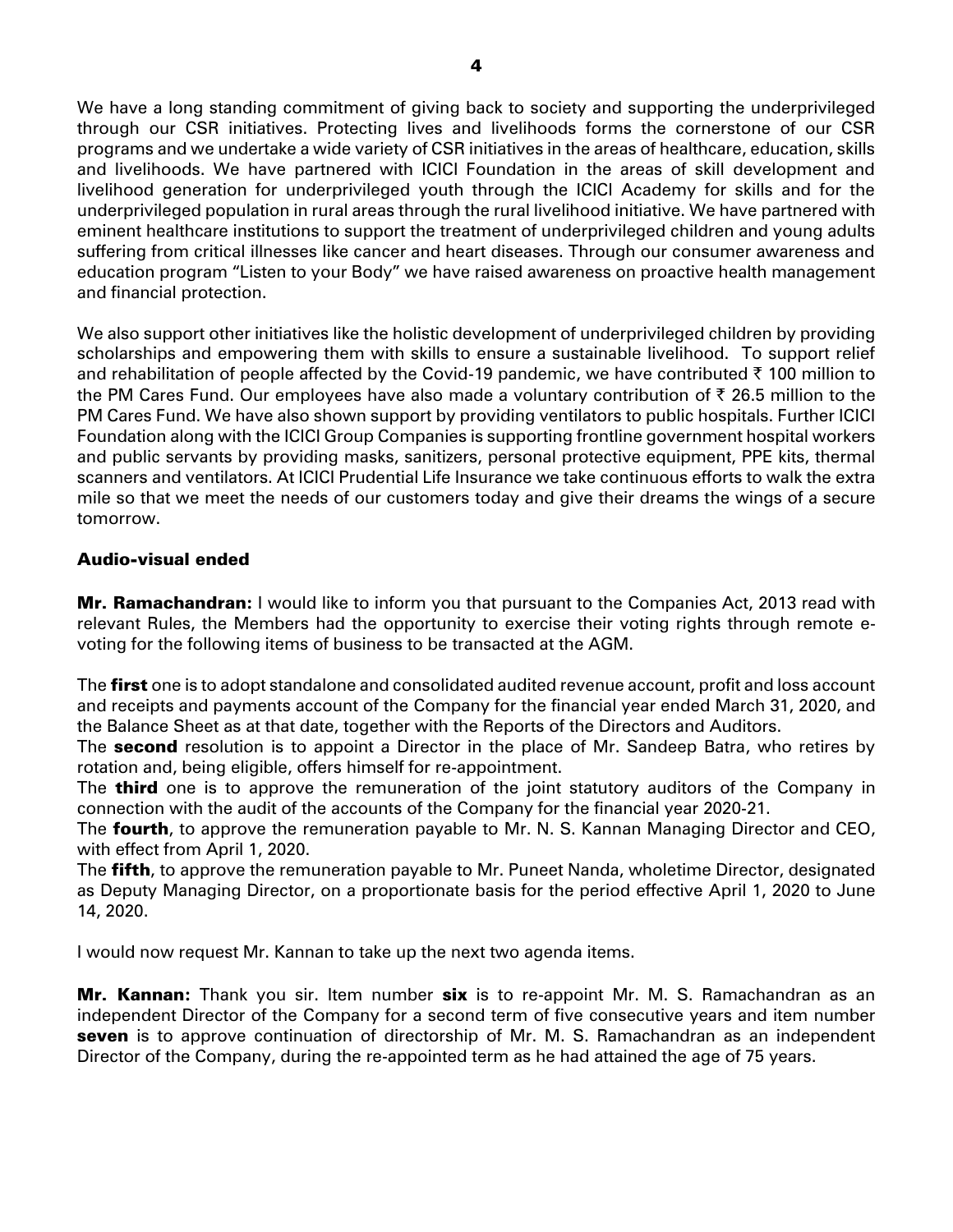We have a long standing commitment of giving back to society and supporting the underprivileged through our CSR initiatives. Protecting lives and livelihoods forms the cornerstone of our CSR programs and we undertake a wide variety of CSR initiatives in the areas of healthcare, education, skills and livelihoods. We have partnered with ICICI Foundation in the areas of skill development and livelihood generation for underprivileged youth through the ICICI Academy for skills and for the underprivileged population in rural areas through the rural livelihood initiative. We have partnered with eminent healthcare institutions to support the treatment of underprivileged children and young adults suffering from critical illnesses like cancer and heart diseases. Through our consumer awareness and education program "Listen to your Body" we have raised awareness on proactive health management and financial protection.

We also support other initiatives like the holistic development of underprivileged children by providing scholarships and empowering them with skills to ensure a sustainable livelihood. To support relief and rehabilitation of people affected by the Covid-19 pandemic, we have contributed ₹ 100 million to the PM Cares Fund. Our employees have also made a voluntary contribution of ₹ 26.5 million to the PM Cares Fund. We have also shown support by providing ventilators to public hospitals. Further ICICI Foundation along with the ICICI Group Companies is supporting frontline government hospital workers and public servants by providing masks, sanitizers, personal protective equipment, PPE kits, thermal scanners and ventilators. At ICICI Prudential Life Insurance we take continuous efforts to walk the extra mile so that we meet the needs of our customers today and give their dreams the wings of a secure tomorrow.

**Audio-visual ended**

**Mr. Ramachandran:** I would like to inform you that pursuant to the Companies Act, 2013 read with relevant Rules, the Members had the opportunity to exercise their voting rights through remote e-voting for the following items of business to be transacted at the AGM.

The **first** one is to adopt standalone and consolidated audited revenue account, profit and loss account and receipts and payments account of the Company for the financial year ended March 31, 2020, and the Balance Sheet as at that date, together with the Reports of the Directors and Auditors.

The **second** resolution is to appoint a Director in the place of Mr. Sandeep Batra, who retires by rotation and, being eligible, offers himself for re-appointment.

The **third** one is to approve the remuneration of the joint statutory auditors of the Company in connection with the audit of the accounts of the Company for the financial year 2020-21.

The **fourth**, to approve the remuneration payable to Mr. N. S. Kannan Managing Director and CEO, with effect from April 1, 2020.

The **fifth**, to approve the remuneration payable to Mr. Puneet Nanda, wholetime Director, designated as Deputy Managing Director, on a proportionate basis for the period effective April 1, 2020 to June 14, 2020.

I would now request Mr. Kannan to take up the next two agenda items.

**Mr. Kannan:** Thank you sir. Item number **six** is to re-appoint Mr. M. S. Ramachandran as an independent Director of the Company for a second term of five consecutive years and item number **seven** is to approve continuation of directorship of Mr. M. S. Ramachandran as an independent Director of the Company, during the re-appointed term as he had attained the age of 75 years.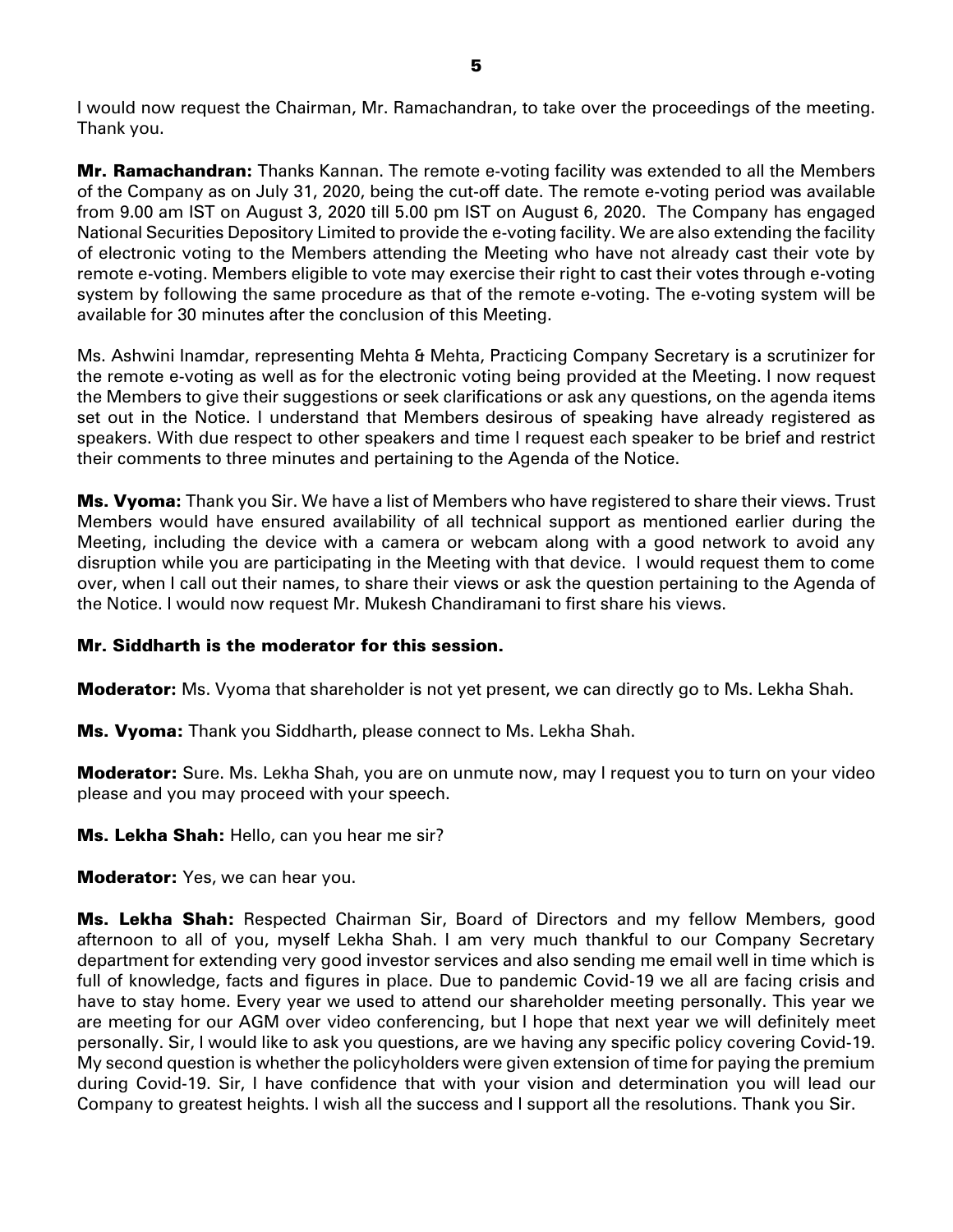I would now request the Chairman, Mr. Ramachandran, to take over the proceedings of the meeting. Thank you.

**Mr. Ramachandran:** Thanks Kannan. The remote e-voting facility was extended to all the Members of the Company as on July 31, 2020, being the cut-off date. The remote e-voting period was available from 9.00 am IST on August 3, 2020 till 5.00 pm IST on August 6, 2020. The Company has engaged National Securities Depository Limited to provide the e-voting facility. We are also extending the facility of electronic voting to the Members attending the Meeting who have not already cast their vote by remote e-voting. Members eligible to vote may exercise their right to cast their votes through e-voting system by following the same procedure as that of the remote e-voting. The e-voting system will be available for 30 minutes after the conclusion of this Meeting.

Ms. Ashwini Inamdar, representing Mehta & Mehta, Practicing Company Secretary is a scrutinizer for the remote e-voting as well as for the electronic voting being provided at the Meeting. I now request the Members to give their suggestions or seek clarifications or ask any questions, on the agenda items set out in the Notice. I understand that Members desirous of speaking have already registered as speakers. With due respect to other speakers and time I request each speaker to be brief and restrict their comments to three minutes and pertaining to the Agenda of the Notice.

**Ms. Vyoma:** Thank you Sir. We have a list of Members who have registered to share their views. Trust Members would have ensured availability of all technical support as mentioned earlier during the Meeting, including the device with a camera or webcam along with a good network to avoid any disruption while you are participating in the Meeting with that device. I would request them to come over, when I call out their names, to share their views or ask the question pertaining to the Agenda of the Notice. I would now request Mr. Mukesh Chandiramani to first share his views.

**Mr. Siddharth is the moderator for this session.**

**Moderator:** Ms. Vyoma that shareholder is not yet present, we can directly go to Ms. Lekha Shah.

**Ms. Vyoma:** Thank you Siddharth, please connect to Ms. Lekha Shah.

**Moderator:** Sure. Ms. Lekha Shah, you are on unmute now, may I request you to turn on your video please and you may proceed with your speech.

**Ms. Lekha Shah:** Hello, can you hear me sir?

**Moderator:** Yes, we can hear you.

**Ms. Lekha Shah:** Respected Chairman Sir, Board of Directors and my fellow Members, good afternoon to all of you, myself Lekha Shah. I am very much thankful to our Company Secretary department for extending very good investor services and also sending me email well in time which is full of knowledge, facts and figures in place. Due to pandemic Covid-19 we all are facing crisis and have to stay home. Every year we used to attend our shareholder meeting personally. This year we are meeting for our AGM over video conferencing, but I hope that next year we will definitely meet personally. Sir, I would like to ask you questions, are we having any specific policy covering Covid-19. My second question is whether the policyholders were given extension of time for paying the premium during Covid-19. Sir, I have confidence that with your vision and determination you will lead our Company to greatest heights. I wish all the success and I support all the resolutions. Thank you Sir.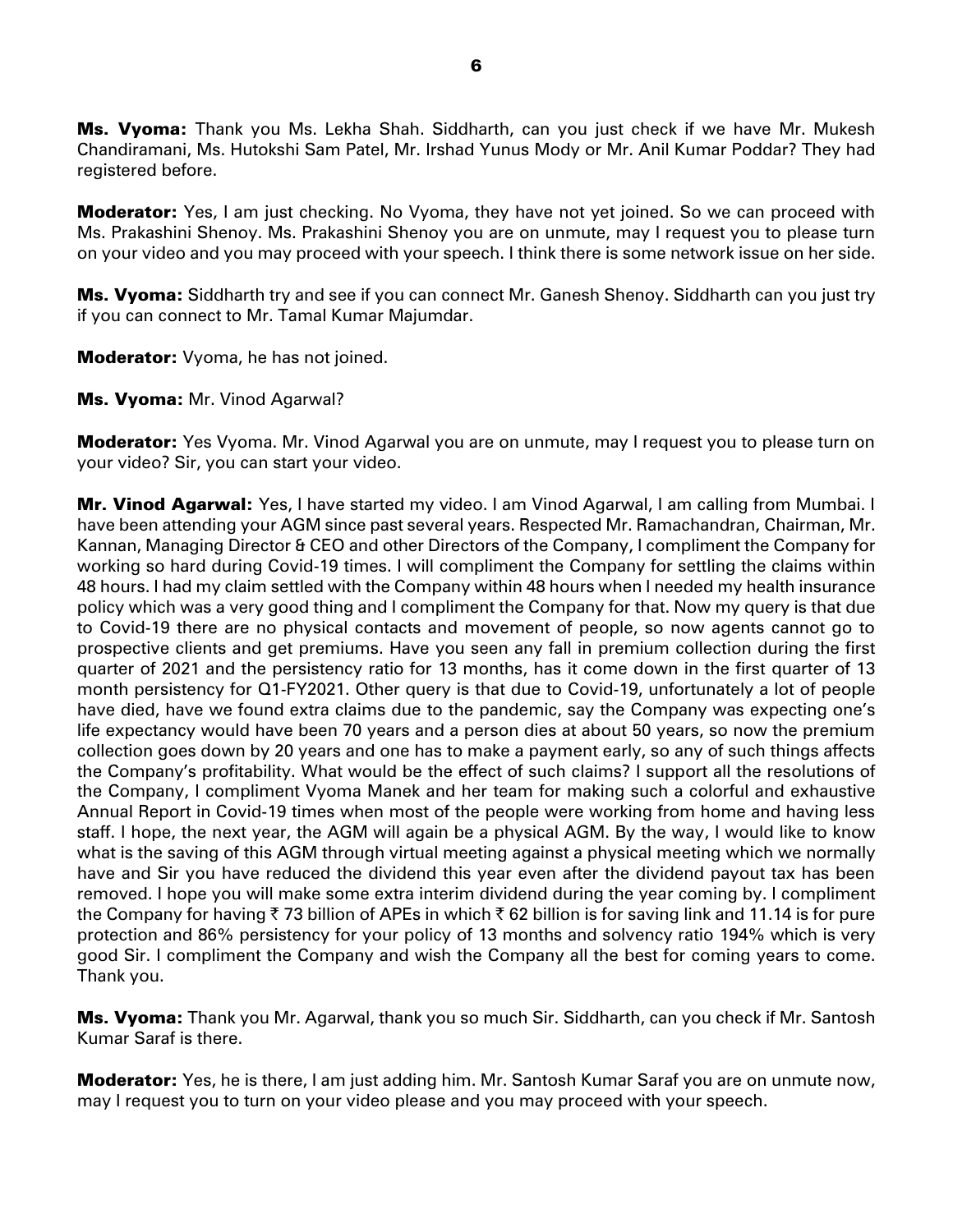**Ms. Vyoma:** Thank you Ms. Lekha Shah. Siddharth, can you just check if we have Mr. Mukesh Chandiramani, Ms. Hutokshi Sam Patel, Mr. Irshad Yunus Mody or Mr. Anil Kumar Poddar? They had registered before.

**Moderator:** Yes, I am just checking. No Vyoma, they have not yet joined. So we can proceed with Ms. Prakashini Shenoy. Ms. Prakashini Shenoy you are on unmute, may I request you to please turn on your video and you may proceed with your speech. I think there is some network issue on her side.

**Ms. Vyoma:** Siddharth try and see if you can connect Mr. Ganesh Shenoy. Siddharth can you just try if you can connect to Mr. Tamal Kumar Majumdar.

**Moderator:** Vyoma, he has not joined.

**Ms. Vyoma:** Mr. Vinod Agarwal?

**Moderator:** Yes Vyoma. Mr. Vinod Agarwal you are on unmute, may I request you to please turn on your video? Sir, you can start your video.

**Mr. Vinod Agarwal:** Yes, I have started my video. I am Vinod Agarwal, I am calling from Mumbai. I have been attending your AGM since past several years. Respected Mr. Ramachandran, Chairman, Mr. Kannan, Managing Director & CEO and other Directors of the Company, I compliment the Company for working so hard during Covid-19 times. I will compliment the Company for settling the claims within 48 hours. I had my claim settled with the Company within 48 hours when I needed my health insurance policy which was a very good thing and I compliment the Company for that. Now my query is that due to Covid-19 there are no physical contacts and movement of people, so now agents cannot go to prospective clients and get premiums. Have you seen any fall in premium collection during the first quarter of 2021 and the persistency ratio for 13 months, has it come down in the first quarter of 13 month persistency for Q1-FY2021. Other query is that due to Covid-19, unfortunately a lot of people have died, have we found extra claims due to the pandemic, say the Company was expecting one's life expectancy would have been 70 years and a person dies at about 50 years, so now the premium collection goes down by 20 years and one has to make a payment early, so any of such things affects the Company's profitability. What would be the effect of such claims? I support all the resolutions of the Company, I compliment Vyoma Manek and her team for making such a colorful and exhaustive Annual Report in Covid-19 times when most of the people were working from home and having less staff. I hope, the next year, the AGM will again be a physical AGM. By the way, I would like to know what is the saving of this AGM through virtual meeting against a physical meeting which we normally have and Sir you have reduced the dividend this year even after the dividend payout tax has been removed. I hope you will make some extra interim dividend during the year coming by. I compliment the Company for having ₹ 73 billion of APEs in which ₹ 62 billion is for saving link and 11.14 is for pure protection and 86% persistency for your policy of 13 months and solvency ratio 194% which is very good Sir. I compliment the Company and wish the Company all the best for coming years to come. Thank you.

**Ms. Vyoma:** Thank you Mr. Agarwal, thank you so much Sir. Siddharth, can you check if Mr. Santosh Kumar Saraf is there.

**Moderator:** Yes, he is there, I am just adding him. Mr. Santosh Kumar Saraf you are on unmute now, may I request you to turn on your video please and you may proceed with your speech.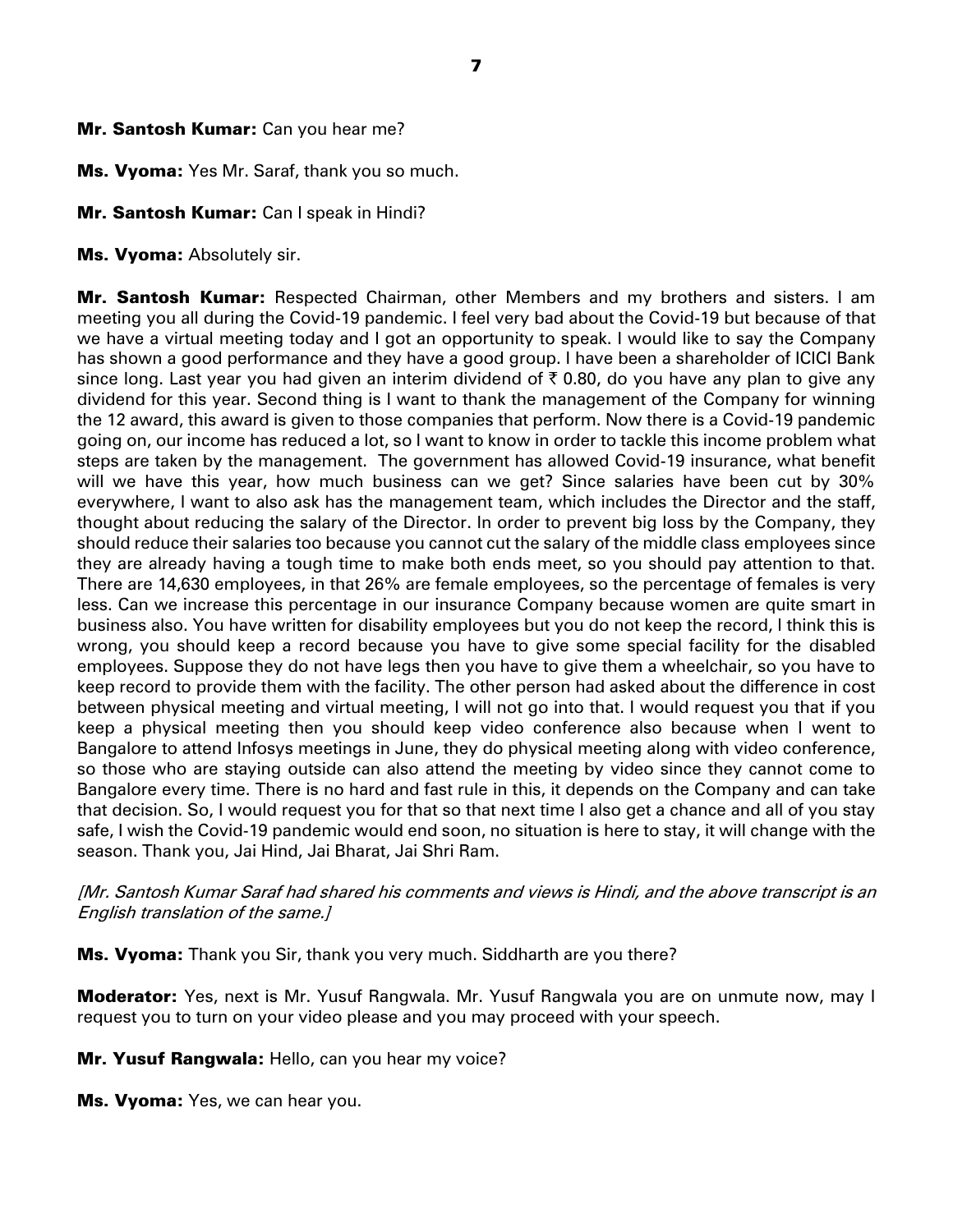**Mr. Santosh Kumar:** Can you hear me?

**Ms. Vyoma:** Yes Mr. Saraf, thank you so much.

**Mr. Santosh Kumar:** Can I speak in Hindi?

**Ms. Vyoma:** Absolutely sir.

**Mr. Santosh Kumar:** Respected Chairman, other Members and my brothers and sisters. I am meeting you all during the Covid-19 pandemic. I feel very bad about the Covid-19 but because of that we have a virtual meeting today and I got an opportunity to speak. I would like to say the Company has shown a good performance and they have a good group. I have been a shareholder of ICICI Bank since long. Last year you had given an interim dividend of ₹ 0.80, do you have any plan to give any dividend for this year. Second thing is I want to thank the management of the Company for winning the 12 award, this award is given to those companies that perform. Now there is a Covid-19 pandemic going on, our income has reduced a lot, so I want to know in order to tackle this income problem what steps are taken by the management. The government has allowed Covid-19 insurance, what benefit will we have this year, how much business can we get? Since salaries have been cut by 30% everywhere, I want to also ask has the management team, which includes the Director and the staff, thought about reducing the salary of the Director. In order to prevent big loss by the Company, they should reduce their salaries too because you cannot cut the salary of the middle class employees since they are already having a tough time to make both ends meet, so you should pay attention to that. There are 14,630 employees, in that 26% are female employees, so the percentage of females is very less. Can we increase this percentage in our insurance Company because women are quite smart in business also. You have written for disability employees but you do not keep the record, I think this is wrong, you should keep a record because you have to give some special facility for the disabled employees. Suppose they do not have legs then you have to give them a wheelchair, so you have to keep record to provide them with the facility. The other person had asked about the difference in cost between physical meeting and virtual meeting, I will not go into that. I would request you that if you keep a physical meeting then you should keep video conference also because when I went to Bangalore to attend Infosys meetings in June, they do physical meeting along with video conference, so those who are staying outside can also attend the meeting by video since they cannot come to Bangalore every time. There is no hard and fast rule in this, it depends on the Company and can take that decision. So, I would request you for that so that next time I also get a chance and all of you stay safe, I wish the Covid-19 pandemic would end soon, no situation is here to stay, it will change with the season. Thank you, Jai Hind, Jai Bharat, Jai Shri Ram.

*[Mr. Santosh Kumar Saraf had shared his comments and views is Hindi, and the above transcript is an English translation of the same.]*

**Ms. Vyoma:** Thank you Sir, thank you very much. Siddharth are you there?

**Moderator:** Yes, next is Mr. Yusuf Rangwala. Mr. Yusuf Rangwala you are on unmute now, may I request you to turn on your video please and you may proceed with your speech.

**Mr. Yusuf Rangwala:** Hello, can you hear my voice?

**Ms. Vyoma:** Yes, we can hear you.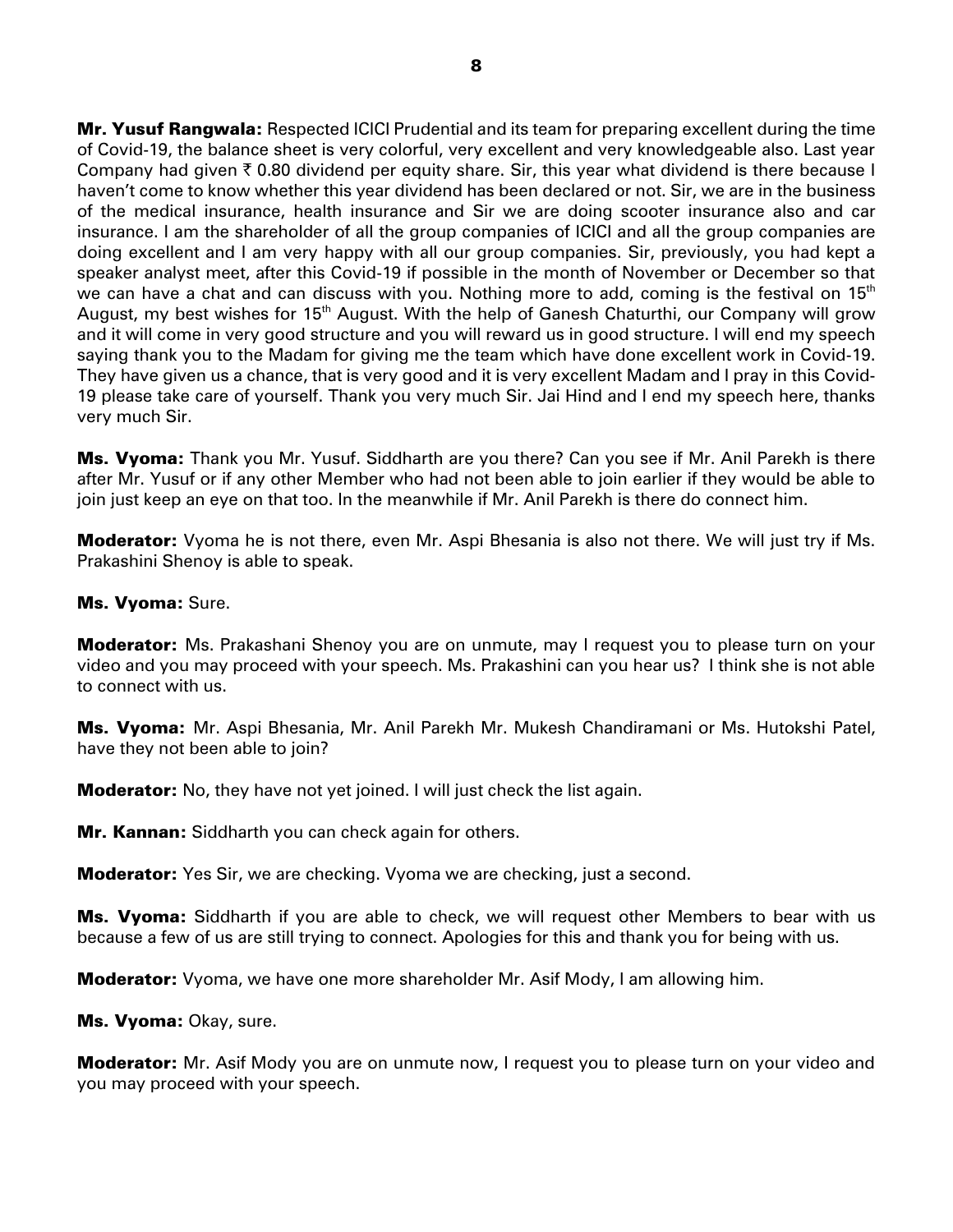**Mr. Yusuf Rangwala:** Respected ICICI Prudential and its team for preparing excellent during the time of Covid-19, the balance sheet is very colorful, very excellent and very knowledgeable also. Last year Company had given ₹ 0.80 dividend per equity share. Sir, this year what dividend is there because I haven't come to know whether this year dividend has been declared or not. Sir, we are in the business of the medical insurance, health insurance and Sir we are doing scooter insurance also and car insurance. I am the shareholder of all the group companies of ICICI and all the group companies are doing excellent and I am very happy with all our group companies. Sir, previously, you had kept a speaker analyst meet, after this Covid-19 if possible in the month of November or December so that we can have a chat and can discuss with you. Nothing more to add, coming is the festival on 15th August, my best wishes for 15th August. With the help of Ganesh Chaturthi, our Company will grow and it will come in very good structure and you will reward us in good structure. I will end my speech saying thank you to the Madam for giving me the team which have done excellent work in Covid-19. They have given us a chance, that is very good and it is very excellent Madam and I pray in this Covid-19 please take care of yourself. Thank you very much Sir. Jai Hind and I end my speech here, thanks very much Sir.

**Ms. Vyoma:** Thank you Mr. Yusuf. Siddharth are you there? Can you see if Mr. Anil Parekh is there after Mr. Yusuf or if any other Member who had not been able to join earlier if they would be able to join just keep an eye on that too. In the meanwhile if Mr. Anil Parekh is there do connect him.

**Moderator:** Vyoma he is not there, even Mr. Aspi Bhesania is also not there. We will just try if Ms. Prakashini Shenoy is able to speak.

**Ms. Vyoma:** Sure.

**Moderator:** Ms. Prakashani Shenoy you are on unmute, may I request you to please turn on your video and you may proceed with your speech. Ms. Prakashini can you hear us? I think she is not able to connect with us.

**Ms. Vyoma:** Mr. Aspi Bhesania, Mr. Anil Parekh Mr. Mukesh Chandiramani or Ms. Hutokshi Patel, have they not been able to join?

**Moderator:** No, they have not yet joined. I will just check the list again.

**Mr. Kannan:** Siddharth you can check again for others.

**Moderator:** Yes Sir, we are checking. Vyoma we are checking, just a second.

**Ms. Vyoma:** Siddharth if you are able to check, we will request other Members to bear with us because a few of us are still trying to connect. Apologies for this and thank you for being with us.

**Moderator:** Vyoma, we have one more shareholder Mr. Asif Mody, I am allowing him.

**Ms. Vyoma:** Okay, sure.

**Moderator:** Mr. Asif Mody you are on unmute now, I request you to please turn on your video and you may proceed with your speech.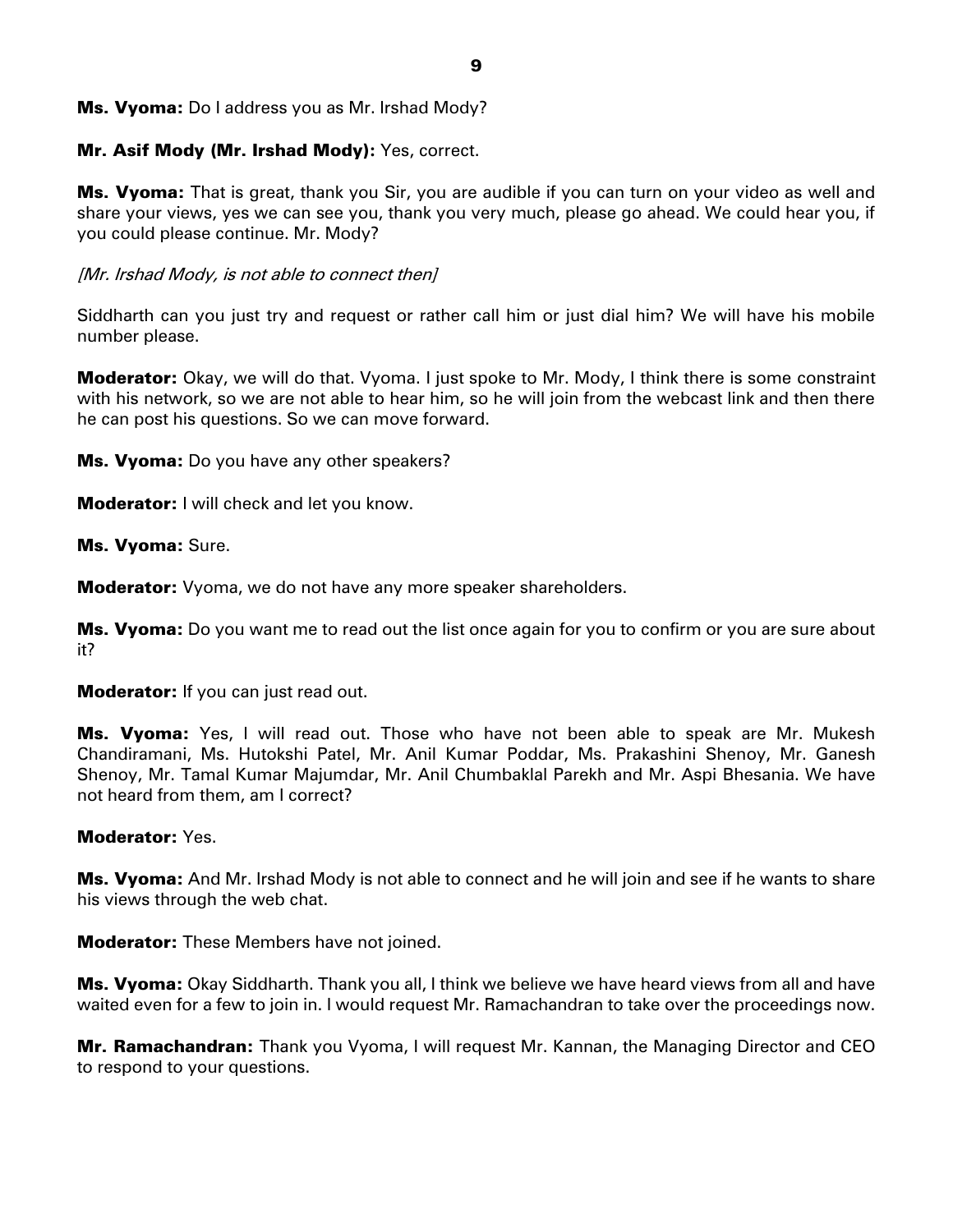**Ms. Vyoma:** Do I address you as Mr. Irshad Mody?

**Mr. Asif Mody (Mr. Irshad Mody):** Yes, correct.

**Ms. Vyoma:** That is great, thank you Sir, you are audible if you can turn on your video as well and share your views, yes we can see you, thank you very much, please go ahead. We could hear you, if you could please continue. Mr. Mody?

*[Mr. Irshad Mody, is not able to connect then]*

Siddharth can you just try and request or rather call him or just dial him? We will have his mobile number please.

**Moderator:** Okay, we will do that. Vyoma. I just spoke to Mr. Mody, I think there is some constraint with his network, so we are not able to hear him, so he will join from the webcast link and then there he can post his questions. So we can move forward.

**Ms. Vyoma:** Do you have any other speakers?

**Moderator:** I will check and let you know.

**Ms. Vyoma:** Sure.

**Moderator:** Vyoma, we do not have any more speaker shareholders.

**Ms. Vyoma:** Do you want me to read out the list once again for you to confirm or you are sure about it?

**Moderator:** If you can just read out.

**Ms. Vyoma:** Yes, I will read out. Those who have not been able to speak are Mr. Mukesh Chandiramani, Ms. Hutokshi Patel, Mr. Anil Kumar Poddar, Ms. Prakashini Shenoy, Mr. Ganesh Shenoy, Mr. Tamal Kumar Majumdar, Mr. Anil Chumbaklal Parekh and Mr. Aspi Bhesania. We have not heard from them, am I correct?

**Moderator:** Yes.

**Ms. Vyoma:** And Mr. Irshad Mody is not able to connect and he will join and see if he wants to share his views through the web chat.

**Moderator:** These Members have not joined.

**Ms. Vyoma:** Okay Siddharth. Thank you all, I think we believe we have heard views from all and have waited even for a few to join in. I would request Mr. Ramachandran to take over the proceedings now.

**Mr. Ramachandran:** Thank you Vyoma, I will request Mr. Kannan, the Managing Director and CEO to respond to your questions.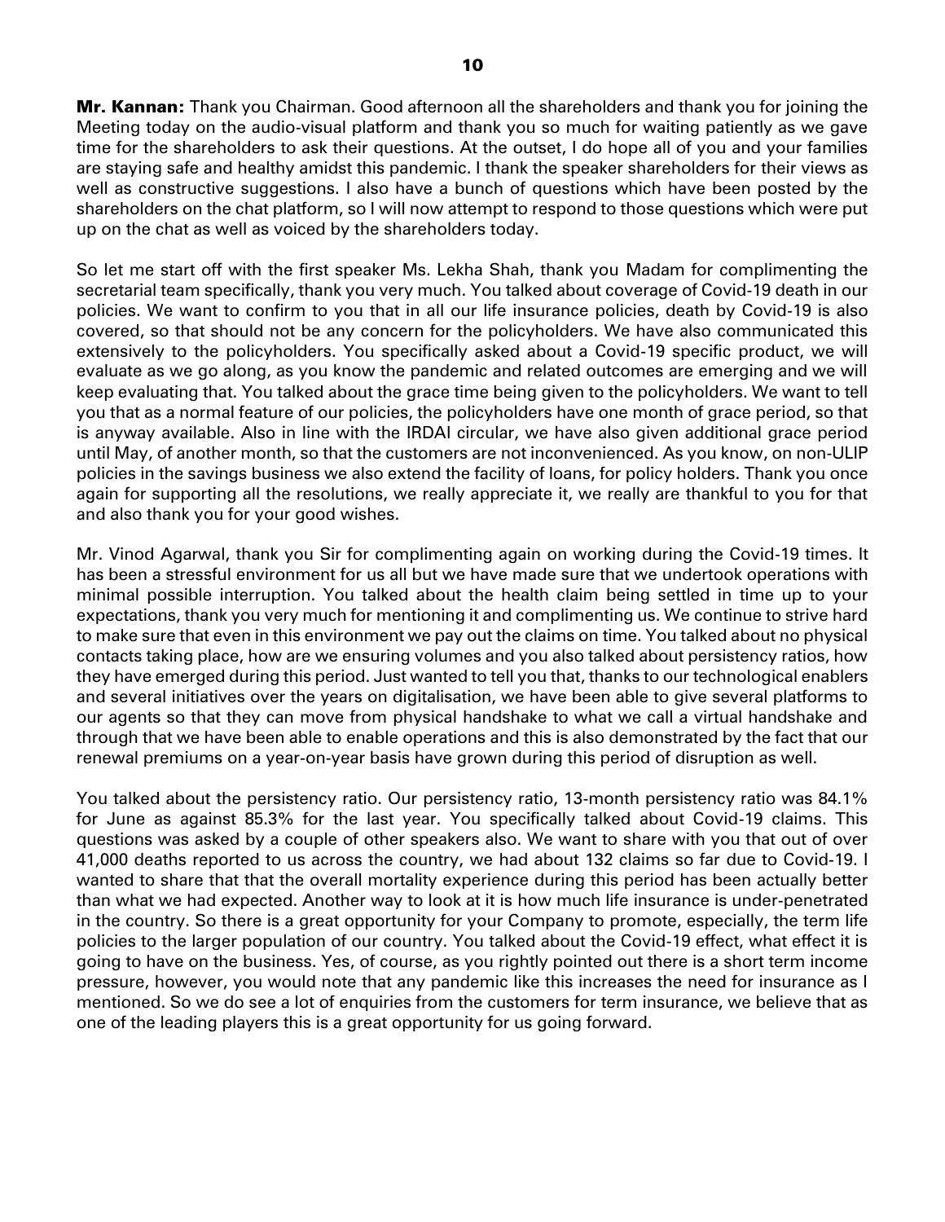**Mr. Kannan:** Thank you Chairman. Good afternoon all the shareholders and thank you for joining the Meeting today on the audio-visual platform and thank you so much for waiting patiently as we gave time for the shareholders to ask their questions. At the outset, I do hope all of you and your families are staying safe and healthy amidst this pandemic. I thank the speaker shareholders for their views as well as constructive suggestions. I also have a bunch of questions which have been posted by the shareholders on the chat platform, so I will now attempt to respond to those questions which were put up on the chat as well as voiced by the shareholders today.

So let me start off with the first speaker Ms. Lekha Shah, thank you Madam for complimenting the secretarial team specifically, thank you very much. You talked about coverage of Covid-19 death in our policies. We want to confirm to you that in all our life insurance policies, death by Covid-19 is also covered, so that should not be any concern for the policyholders. We have also communicated this extensively to the policyholders. You specifically asked about a Covid-19 specific product, we will evaluate as we go along, as you know the pandemic and related outcomes are emerging and we will keep evaluating that. You talked about the grace time being given to the policyholders. We want to tell you that as a normal feature of our policies, the policyholders have one month of grace period, so that is anyway available. Also in line with the IRDAI circular, we have also given additional grace period until May, of another month, so that the customers are not inconvenienced. As you know, on non-ULIP policies in the savings business we also extend the facility of loans, for policy holders. Thank you once again for supporting all the resolutions, we really appreciate it, we really are thankful to you for that and also thank you for your good wishes.

Mr. Vinod Agarwal, thank you Sir for complimenting again on working during the Covid-19 times. It has been a stressful environment for us all but we have made sure that we undertook operations with minimal possible interruption. You talked about the health claim being settled in time up to your expectations, thank you very much for mentioning it and complimenting us. We continue to strive hard to make sure that even in this environment we pay out the claims on time. You talked about no physical contacts taking place, how are we ensuring volumes and you also talked about persistency ratios, how they have emerged during this period. Just wanted to tell you that, thanks to our technological enablers and several initiatives over the years on digitalisation, we have been able to give several platforms to our agents so that they can move from physical handshake to what we call a virtual handshake and through that we have been able to enable operations and this is also demonstrated by the fact that our renewal premiums on a year-on-year basis have grown during this period of disruption as well.

You talked about the persistency ratio. Our persistency ratio, 13-month persistency ratio was 84.1% for June as against 85.3% for the last year. You specifically talked about Covid-19 claims. This questions was asked by a couple of other speakers also. We want to share with you that out of over 41,000 deaths reported to us across the country, we had about 132 claims so far due to Covid-19. I wanted to share that that the overall mortality experience during this period has been actually better than what we had expected. Another way to look at it is how much life insurance is under-penetrated in the country. So there is a great opportunity for your Company to promote, especially, the term life policies to the larger population of our country. You talked about the Covid-19 effect, what effect it is going to have on the business. Yes, of course, as you rightly pointed out there is a short term income pressure, however, you would note that any pandemic like this increases the need for insurance as I mentioned. So we do see a lot of enquiries from the customers for term insurance, we believe that as one of the leading players this is a great opportunity for us going forward.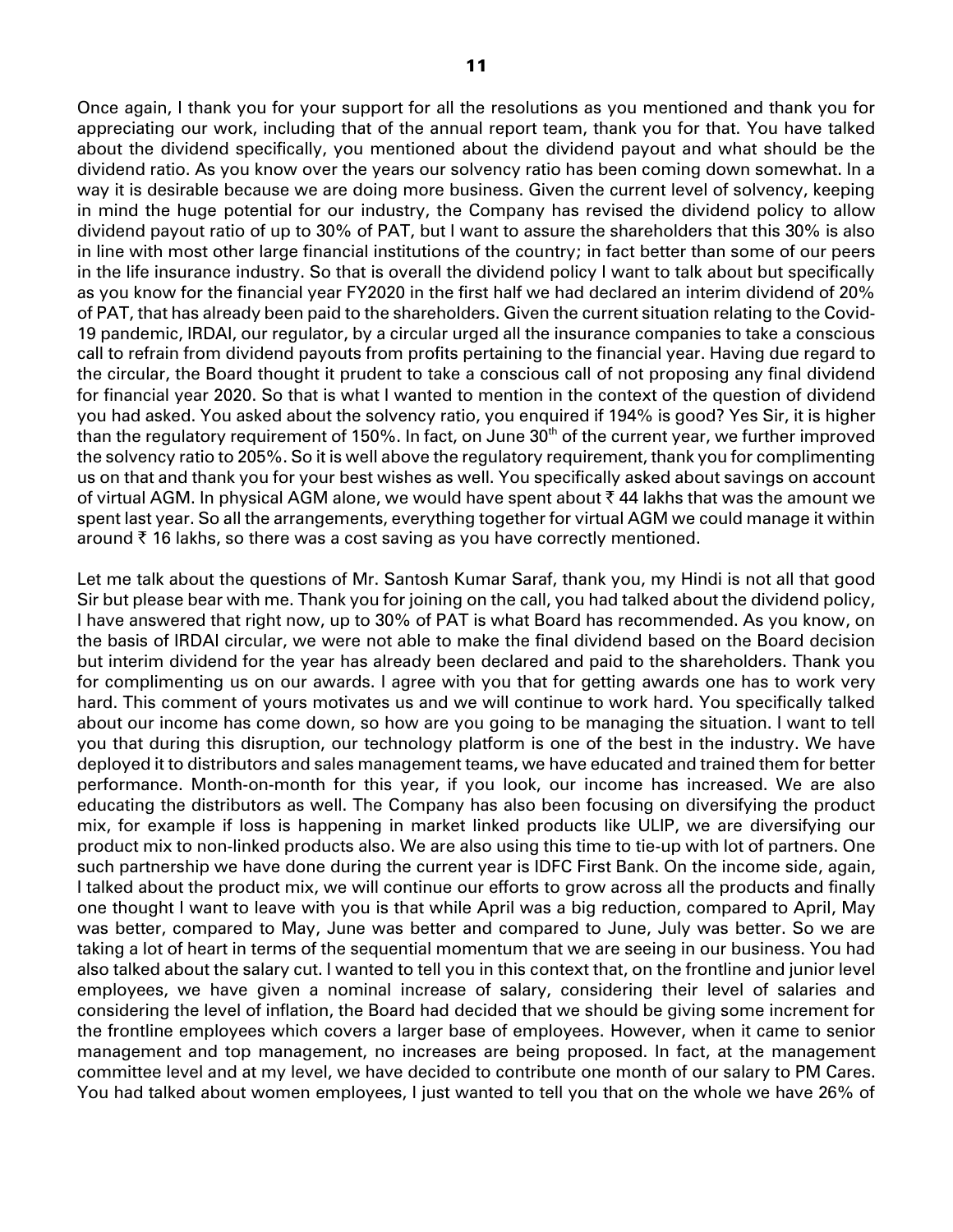Once again, I thank you for your support for all the resolutions as you mentioned and thank you for appreciating our work, including that of the annual report team, thank you for that. You have talked about the dividend specifically, you mentioned about the dividend payout and what should be the dividend ratio. As you know over the years our solvency ratio has been coming down somewhat. In a way it is desirable because we are doing more business. Given the current level of solvency, keeping in mind the huge potential for our industry, the Company has revised the dividend policy to allow dividend payout ratio of up to 30% of PAT, but I want to assure the shareholders that this 30% is also in line with most other large financial institutions of the country; in fact better than some of our peers in the life insurance industry. So that is overall the dividend policy I want to talk about but specifically as you know for the financial year FY2020 in the first half we had declared an interim dividend of 20% of PAT, that has already been paid to the shareholders. Given the current situation relating to the Covid-19 pandemic, IRDAI, our regulator, by a circular urged all the insurance companies to take a conscious call to refrain from dividend payouts from profits pertaining to the financial year. Having due regard to the circular, the Board thought it prudent to take a conscious call of not proposing any final dividend for financial year 2020. So that is what I wanted to mention in the context of the question of dividend you had asked. You asked about the solvency ratio, you enquired if 194% is good? Yes Sir, it is higher than the regulatory requirement of 150%. In fact, on June 30th of the current year, we further improved the solvency ratio to 205%. So it is well above the regulatory requirement, thank you for complimenting us on that and thank you for your best wishes as well. You specifically asked about savings on account of virtual AGM. In physical AGM alone, we would have spent about ₹ 44 lakhs that was the amount we spent last year. So all the arrangements, everything together for virtual AGM we could manage it within around ₹ 16 lakhs, so there was a cost saving as you have correctly mentioned.

Let me talk about the questions of Mr. Santosh Kumar Saraf, thank you, my Hindi is not all that good Sir but please bear with me. Thank you for joining on the call, you had talked about the dividend policy, I have answered that right now, up to 30% of PAT is what Board has recommended. As you know, on the basis of IRDAI circular, we were not able to make the final dividend based on the Board decision but interim dividend for the year has already been declared and paid to the shareholders. Thank you for complimenting us on our awards. I agree with you that for getting awards one has to work very hard. This comment of yours motivates us and we will continue to work hard. You specifically talked about our income has come down, so how are you going to be managing the situation. I want to tell you that during this disruption, our technology platform is one of the best in the industry. We have deployed it to distributors and sales management teams, we have educated and trained them for better performance. Month-on-month for this year, if you look, our income has increased. We are also educating the distributors as well. The Company has also been focusing on diversifying the product mix, for example if loss is happening in market linked products like ULIP, we are diversifying our product mix to non-linked products also. We are also using this time to tie-up with lot of partners. One such partnership we have done during the current year is IDFC First Bank. On the income side, again, I talked about the product mix, we will continue our efforts to grow across all the products and finally one thought I want to leave with you is that while April was a big reduction, compared to April, May was better, compared to May, June was better and compared to June, July was better. So we are taking a lot of heart in terms of the sequential momentum that we are seeing in our business. You had also talked about the salary cut. I wanted to tell you in this context that, on the frontline and junior level employees, we have given a nominal increase of salary, considering their level of salaries and considering the level of inflation, the Board had decided that we should be giving some increment for the frontline employees which covers a larger base of employees. However, when it came to senior management and top management, no increases are being proposed. In fact, at the management committee level and at my level, we have decided to contribute one month of our salary to PM Cares. You had talked about women employees, I just wanted to tell you that on the whole we have 26% of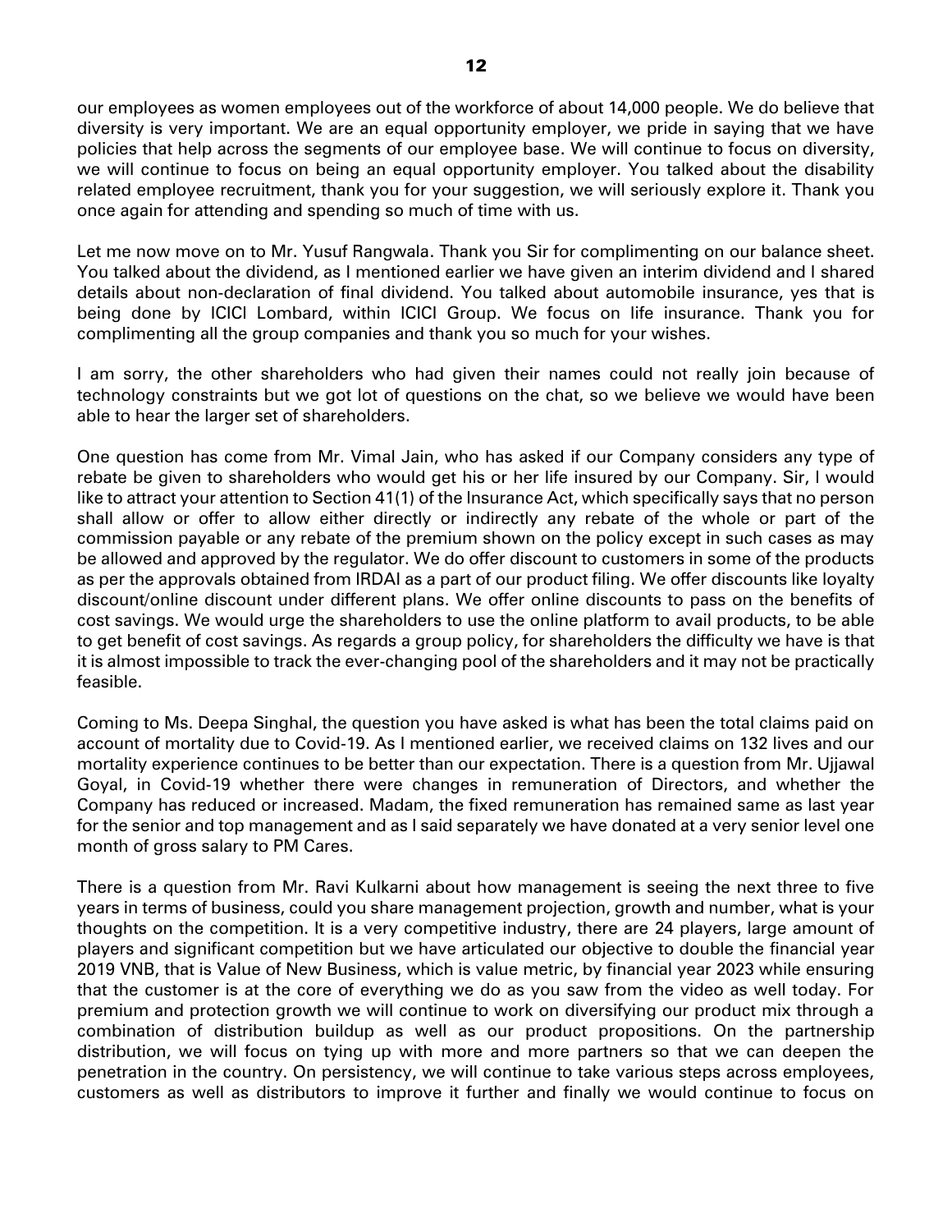our employees as women employees out of the workforce of about 14,000 people. We do believe that diversity is very important. We are an equal opportunity employer, we pride in saying that we have policies that help across the segments of our employee base. We will continue to focus on diversity, we will continue to focus on being an equal opportunity employer. You talked about the disability related employee recruitment, thank you for your suggestion, we will seriously explore it. Thank you once again for attending and spending so much of time with us.

Let me now move on to Mr. Yusuf Rangwala. Thank you Sir for complimenting on our balance sheet. You talked about the dividend, as I mentioned earlier we have given an interim dividend and I shared details about non-declaration of final dividend. You talked about automobile insurance, yes that is being done by ICICI Lombard, within ICICI Group. We focus on life insurance. Thank you for complimenting all the group companies and thank you so much for your wishes.

I am sorry, the other shareholders who had given their names could not really join because of technology constraints but we got lot of questions on the chat, so we believe we would have been able to hear the larger set of shareholders.

One question has come from Mr. Vimal Jain, who has asked if our Company considers any type of rebate be given to shareholders who would get his or her life insured by our Company. Sir, I would like to attract your attention to Section 41(1) of the Insurance Act, which specifically says that no person shall allow or offer to allow either directly or indirectly any rebate of the whole or part of the commission payable or any rebate of the premium shown on the policy except in such cases as may be allowed and approved by the regulator. We do offer discount to customers in some of the products as per the approvals obtained from IRDAI as a part of our product filing. We offer discounts like loyalty discount/online discount under different plans. We offer online discounts to pass on the benefits of cost savings. We would urge the shareholders to use the online platform to avail products, to be able to get benefit of cost savings. As regards a group policy, for shareholders the difficulty we have is that it is almost impossible to track the ever-changing pool of the shareholders and it may not be practically feasible.

Coming to Ms. Deepa Singhal, the question you have asked is what has been the total claims paid on account of mortality due to Covid-19. As I mentioned earlier, we received claims on 132 lives and our mortality experience continues to be better than our expectation. There is a question from Mr. Ujjawal Goyal, in Covid-19 whether there were changes in remuneration of Directors, and whether the Company has reduced or increased. Madam, the fixed remuneration has remained same as last year for the senior and top management and as I said separately we have donated at a very senior level one month of gross salary to PM Cares.

There is a question from Mr. Ravi Kulkarni about how management is seeing the next three to five years in terms of business, could you share management projection, growth and number, what is your thoughts on the competition. It is a very competitive industry, there are 24 players, large amount of players and significant competition but we have articulated our objective to double the financial year 2019 VNB, that is Value of New Business, which is value metric, by financial year 2023 while ensuring that the customer is at the core of everything we do as you saw from the video as well today. For premium and protection growth we will continue to work on diversifying our product mix through a combination of distribution buildup as well as our product propositions. On the partnership distribution, we will focus on tying up with more and more partners so that we can deepen the penetration in the country. On persistency, we will continue to take various steps across employees, customers as well as distributors to improve it further and finally we would continue to focus on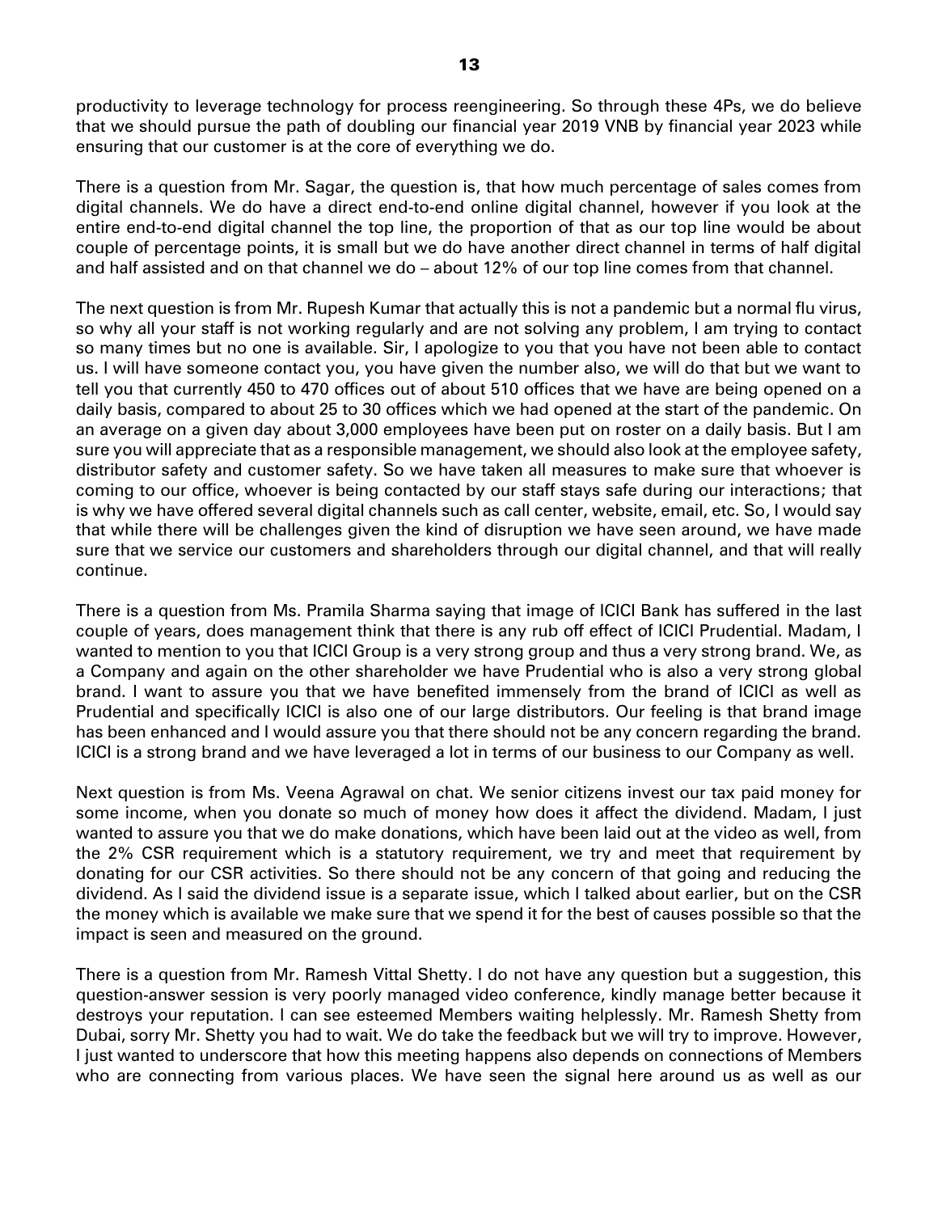productivity to leverage technology for process reengineering. So through these 4Ps, we do believe that we should pursue the path of doubling our financial year 2019 VNB by financial year 2023 while ensuring that our customer is at the core of everything we do.

There is a question from Mr. Sagar, the question is, that how much percentage of sales comes from digital channels. We do have a direct end-to-end online digital channel, however if you look at the entire end-to-end digital channel the top line, the proportion of that as our top line would be about couple of percentage points, it is small but we do have another direct channel in terms of half digital and half assisted and on that channel we do – about 12% of our top line comes from that channel.

The next question is from Mr. Rupesh Kumar that actually this is not a pandemic but a normal flu virus, so why all your staff is not working regularly and are not solving any problem, I am trying to contact so many times but no one is available. Sir, I apologize to you that you have not been able to contact us. I will have someone contact you, you have given the number also, we will do that but we want to tell you that currently 450 to 470 offices out of about 510 offices that we have are being opened on a daily basis, compared to about 25 to 30 offices which we had opened at the start of the pandemic. On an average on a given day about 3,000 employees have been put on roster on a daily basis. But I am sure you will appreciate that as a responsible management, we should also look at the employee safety, distributor safety and customer safety. So we have taken all measures to make sure that whoever is coming to our office, whoever is being contacted by our staff stays safe during our interactions; that is why we have offered several digital channels such as call center, website, email, etc. So, I would say that while there will be challenges given the kind of disruption we have seen around, we have made sure that we service our customers and shareholders through our digital channel, and that will really continue.

There is a question from Ms. Pramila Sharma saying that image of ICICI Bank has suffered in the last couple of years, does management think that there is any rub off effect of ICICI Prudential. Madam, I wanted to mention to you that ICICI Group is a very strong group and thus a very strong brand. We, as a Company and again on the other shareholder we have Prudential who is also a very strong global brand. I want to assure you that we have benefited immensely from the brand of ICICI as well as Prudential and specifically ICICI is also one of our large distributors. Our feeling is that brand image has been enhanced and I would assure you that there should not be any concern regarding the brand. ICICI is a strong brand and we have leveraged a lot in terms of our business to our Company as well.

Next question is from Ms. Veena Agrawal on chat. We senior citizens invest our tax paid money for some income, when you donate so much of money how does it affect the dividend. Madam, I just wanted to assure you that we do make donations, which have been laid out at the video as well, from the 2% CSR requirement which is a statutory requirement, we try and meet that requirement by donating for our CSR activities. So there should not be any concern of that going and reducing the dividend. As I said the dividend issue is a separate issue, which I talked about earlier, but on the CSR the money which is available we make sure that we spend it for the best of causes possible so that the impact is seen and measured on the ground.

There is a question from Mr. Ramesh Vittal Shetty. I do not have any question but a suggestion, this question-answer session is very poorly managed video conference, kindly manage better because it destroys your reputation. I can see esteemed Members waiting helplessly. Mr. Ramesh Shetty from Dubai, sorry Mr. Shetty you had to wait. We do take the feedback but we will try to improve. However, I just wanted to underscore that how this meeting happens also depends on connections of Members who are connecting from various places. We have seen the signal here around us as well as our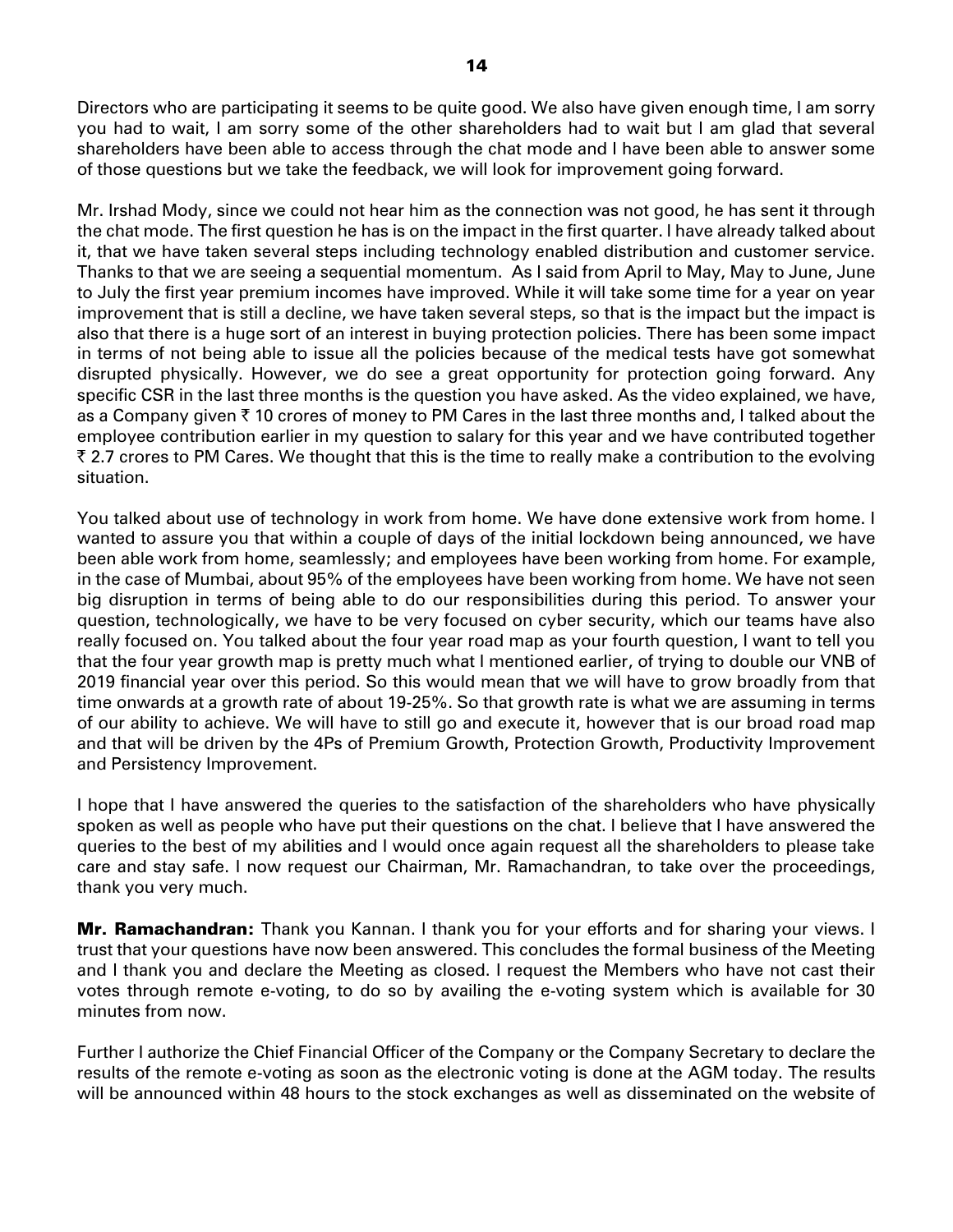Directors who are participating it seems to be quite good. We also have given enough time, I am sorry you had to wait, I am sorry some of the other shareholders had to wait but I am glad that several shareholders have been able to access through the chat mode and I have been able to answer some of those questions but we take the feedback, we will look for improvement going forward.

Mr. Irshad Mody, since we could not hear him as the connection was not good, he has sent it through the chat mode. The first question he has is on the impact in the first quarter. I have already talked about it, that we have taken several steps including technology enabled distribution and customer service. Thanks to that we are seeing a sequential momentum. As I said from April to May, May to June, June to July the first year premium incomes have improved. While it will take some time for a year on year improvement that is still a decline, we have taken several steps, so that is the impact but the impact is also that there is a huge sort of an interest in buying protection policies. There has been some impact in terms of not being able to issue all the policies because of the medical tests have got somewhat disrupted physically. However, we do see a great opportunity for protection going forward. Any specific CSR in the last three months is the question you have asked. As the video explained, we have, as a Company given ₹ 10 crores of money to PM Cares in the last three months and, I talked about the employee contribution earlier in my question to salary for this year and we have contributed together ₹ 2.7 crores to PM Cares. We thought that this is the time to really make a contribution to the evolving situation.

You talked about use of technology in work from home. We have done extensive work from home. I wanted to assure you that within a couple of days of the initial lockdown being announced, we have been able work from home, seamlessly; and employees have been working from home. For example, in the case of Mumbai, about 95% of the employees have been working from home. We have not seen big disruption in terms of being able to do our responsibilities during this period. To answer your question, technologically, we have to be very focused on cyber security, which our teams have also really focused on. You talked about the four year road map as your fourth question, I want to tell you that the four year growth map is pretty much what I mentioned earlier, of trying to double our VNB of 2019 financial year over this period. So this would mean that we will have to grow broadly from that time onwards at a growth rate of about 19-25%. So that growth rate is what we are assuming in terms of our ability to achieve. We will have to still go and execute it, however that is our broad road map and that will be driven by the 4Ps of Premium Growth, Protection Growth, Productivity Improvement and Persistency Improvement.

I hope that I have answered the queries to the satisfaction of the shareholders who have physically spoken as well as people who have put their questions on the chat. I believe that I have answered the queries to the best of my abilities and I would once again request all the shareholders to please take care and stay safe. I now request our Chairman, Mr. Ramachandran, to take over the proceedings, thank you very much.

**Mr. Ramachandran:** Thank you Kannan. I thank you for your efforts and for sharing your views. I trust that your questions have now been answered. This concludes the formal business of the Meeting and I thank you and declare the Meeting as closed. I request the Members who have not cast their votes through remote e-voting, to do so by availing the e-voting system which is available for 30 minutes from now.

Further I authorize the Chief Financial Officer of the Company or the Company Secretary to declare the results of the remote e-voting as soon as the electronic voting is done at the AGM today. The results will be announced within 48 hours to the stock exchanges as well as disseminated on the website of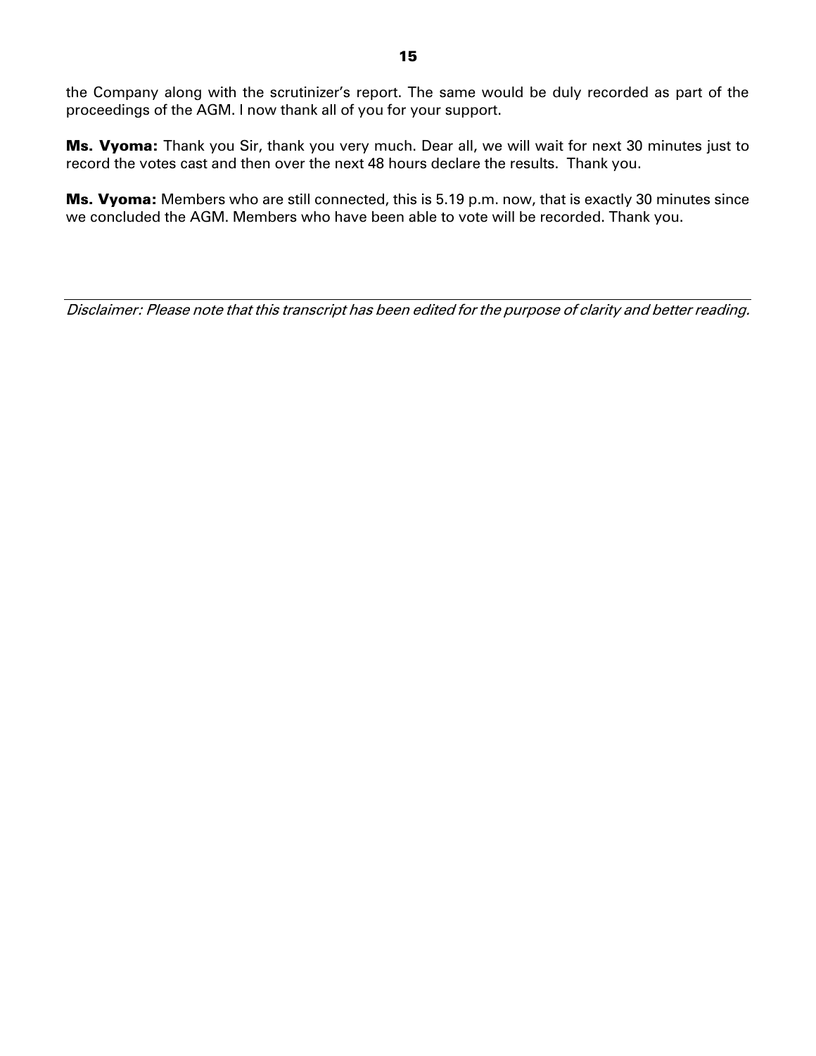the Company along with the scrutinizer's report. The same would be duly recorded as part of the proceedings of the AGM. I now thank all of you for your support.

**Ms. Vyoma:** Thank you Sir, thank you very much. Dear all, we will wait for next 30 minutes just to record the votes cast and then over the next 48 hours declare the results. Thank you.

**Ms. Vyoma:** Members who are still connected, this is 5.19 p.m. now, that is exactly 30 minutes since we concluded the AGM. Members who have been able to vote will be recorded. Thank you.

---

*Disclaimer: Please note that this transcript has been edited for the purpose of clarity and better reading.*